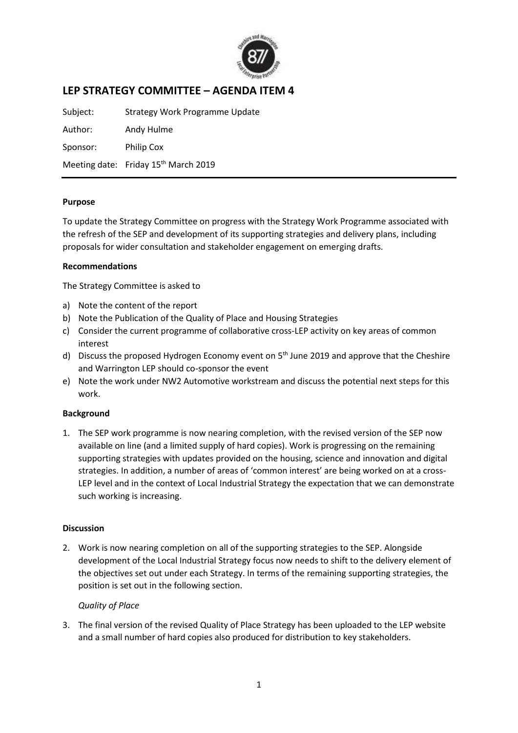# LEP STRATEGY COMMITTEE – AGENDA ITEM 4

Subject: Strategy Work Programme Update

Author: Andy Hulme

Sponsor: Philip Cox

Meeting date: Friday 15th March 2019

---

**Purpose**

To update the Strategy Committee on progress with the Strategy Work Programme associated with the refresh of the SEP and development of its supporting strategies and delivery plans, including proposals for wider consultation and stakeholder engagement on emerging drafts.

**Recommendations**

The Strategy Committee is asked to

a) Note the content of the report
b) Note the Publication of the Quality of Place and Housing Strategies
c) Consider the current programme of collaborative cross-LEP activity on key areas of common interest
d) Discuss the proposed Hydrogen Economy event on 5th June 2019 and approve that the Cheshire and Warrington LEP should co-sponsor the event
e) Note the work under NW2 Automotive workstream and discuss the potential next steps for this work.

**Background**

1. The SEP work programme is now nearing completion, with the revised version of the SEP now available on line (and a limited supply of hard copies). Work is progressing on the remaining supporting strategies with updates provided on the housing, science and innovation and digital strategies. In addition, a number of areas of 'common interest' are being worked on at a cross-LEP level and in the context of Local Industrial Strategy the expectation that we can demonstrate such working is increasing.

**Discussion**

2. Work is now nearing completion on all of the supporting strategies to the SEP. Alongside development of the Local Industrial Strategy focus now needs to shift to the delivery element of the objectives set out under each Strategy. In terms of the remaining supporting strategies, the position is set out in the following section.

*Quality of Place*

3. The final version of the revised Quality of Place Strategy has been uploaded to the LEP website and a small number of hard copies also produced for distribution to key stakeholders.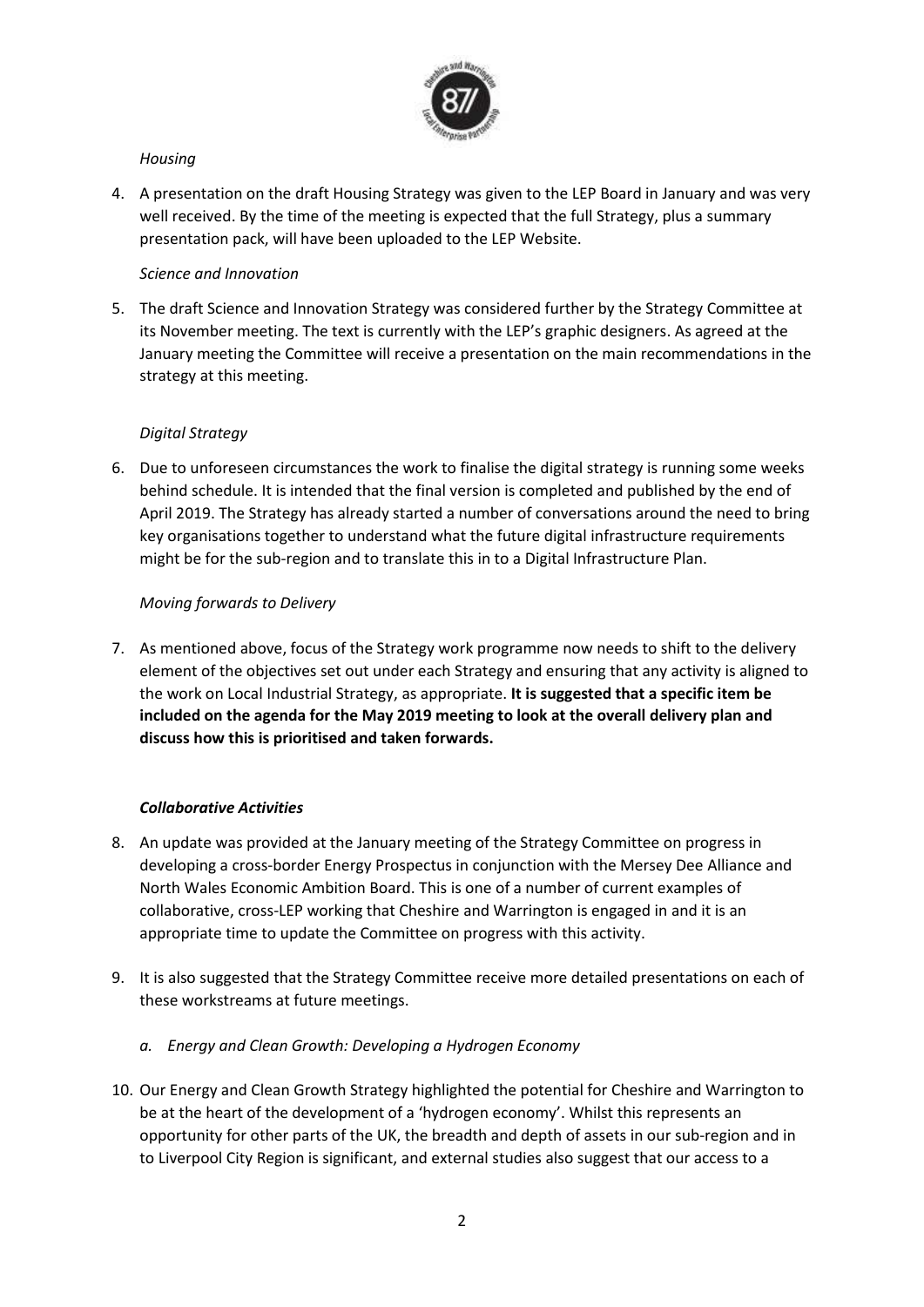*Housing*

4. A presentation on the draft Housing Strategy was given to the LEP Board in January and was very well received. By the time of the meeting is expected that the full Strategy, plus a summary presentation pack, will have been uploaded to the LEP Website.

*Science and Innovation*

5. The draft Science and Innovation Strategy was considered further by the Strategy Committee at its November meeting. The text is currently with the LEP's graphic designers. As agreed at the January meeting the Committee will receive a presentation on the main recommendations in the strategy at this meeting.

*Digital Strategy*

6. Due to unforeseen circumstances the work to finalise the digital strategy is running some weeks behind schedule. It is intended that the final version is completed and published by the end of April 2019. The Strategy has already started a number of conversations around the need to bring key organisations together to understand what the future digital infrastructure requirements might be for the sub-region and to translate this in to a Digital Infrastructure Plan.

*Moving forwards to Delivery*

7. As mentioned above, focus of the Strategy work programme now needs to shift to the delivery element of the objectives set out under each Strategy and ensuring that any activity is aligned to the work on Local Industrial Strategy, as appropriate. **It is suggested that a specific item be included on the agenda for the May 2019 meeting to look at the overall delivery plan and discuss how this is prioritised and taken forwards.**

***Collaborative Activities***

8. An update was provided at the January meeting of the Strategy Committee on progress in developing a cross-border Energy Prospectus in conjunction with the Mersey Dee Alliance and North Wales Economic Ambition Board. This is one of a number of current examples of collaborative, cross-LEP working that Cheshire and Warrington is engaged in and it is an appropriate time to update the Committee on progress with this activity.

9. It is also suggested that the Strategy Committee receive more detailed presentations on each of these workstreams at future meetings.

   a. *Energy and Clean Growth: Developing a Hydrogen Economy*

10. Our Energy and Clean Growth Strategy highlighted the potential for Cheshire and Warrington to be at the heart of the development of a 'hydrogen economy'. Whilst this represents an opportunity for other parts of the UK, the breadth and depth of assets in our sub-region and in to Liverpool City Region is significant, and external studies also suggest that our access to a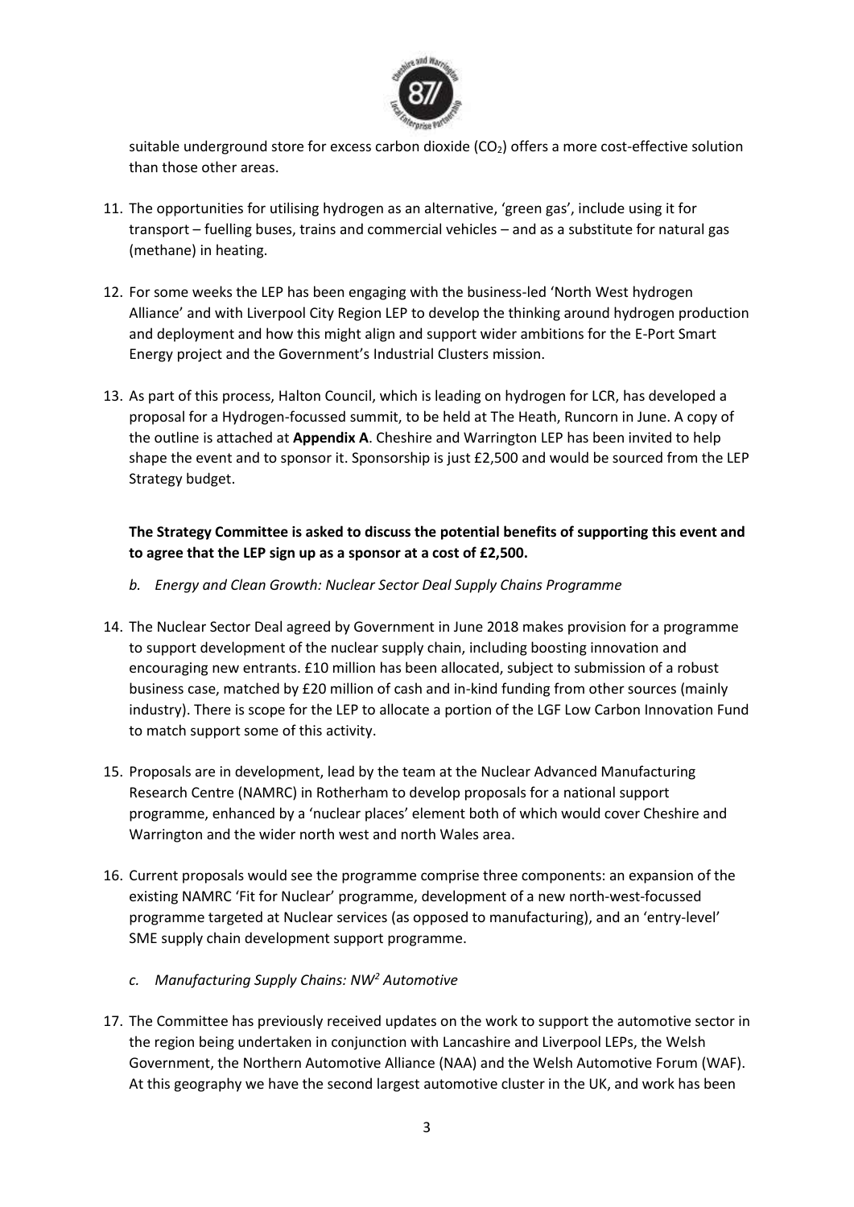suitable underground store for excess carbon dioxide ($CO_2$) offers a more cost-effective solution than those other areas.

11. The opportunities for utilising hydrogen as an alternative, 'green gas', include using it for transport – fuelling buses, trains and commercial vehicles – and as a substitute for natural gas (methane) in heating.

12. For some weeks the LEP has been engaging with the business-led 'North West hydrogen Alliance' and with Liverpool City Region LEP to develop the thinking around hydrogen production and deployment and how this might align and support wider ambitions for the E-Port Smart Energy project and the Government's Industrial Clusters mission.

13. As part of this process, Halton Council, which is leading on hydrogen for LCR, has developed a proposal for a Hydrogen-focussed summit, to be held at The Heath, Runcorn in June. A copy of the outline is attached at **Appendix A**. Cheshire and Warrington LEP has been invited to help shape the event and to sponsor it. Sponsorship is just £2,500 and would be sourced from the LEP Strategy budget.

**The Strategy Committee is asked to discuss the potential benefits of supporting this event and to agree that the LEP sign up as a sponsor at a cost of £2,500.**

*b. Energy and Clean Growth: Nuclear Sector Deal Supply Chains Programme*

14. The Nuclear Sector Deal agreed by Government in June 2018 makes provision for a programme to support development of the nuclear supply chain, including boosting innovation and encouraging new entrants. £10 million has been allocated, subject to submission of a robust business case, matched by £20 million of cash and in-kind funding from other sources (mainly industry). There is scope for the LEP to allocate a portion of the LGF Low Carbon Innovation Fund to match support some of this activity.

15. Proposals are in development, lead by the team at the Nuclear Advanced Manufacturing Research Centre (NAMRC) in Rotherham to develop proposals for a national support programme, enhanced by a 'nuclear places' element both of which would cover Cheshire and Warrington and the wider north west and north Wales area.

16. Current proposals would see the programme comprise three components: an expansion of the existing NAMRC 'Fit for Nuclear' programme, development of a new north-west-focussed programme targeted at Nuclear services (as opposed to manufacturing), and an 'entry-level' SME supply chain development support programme.

*c. Manufacturing Supply Chains: NW$^2$ Automotive*

17. The Committee has previously received updates on the work to support the automotive sector in the region being undertaken in conjunction with Lancashire and Liverpool LEPs, the Welsh Government, the Northern Automotive Alliance (NAA) and the Welsh Automotive Forum (WAF). At this geography we have the second largest automotive cluster in the UK, and work has been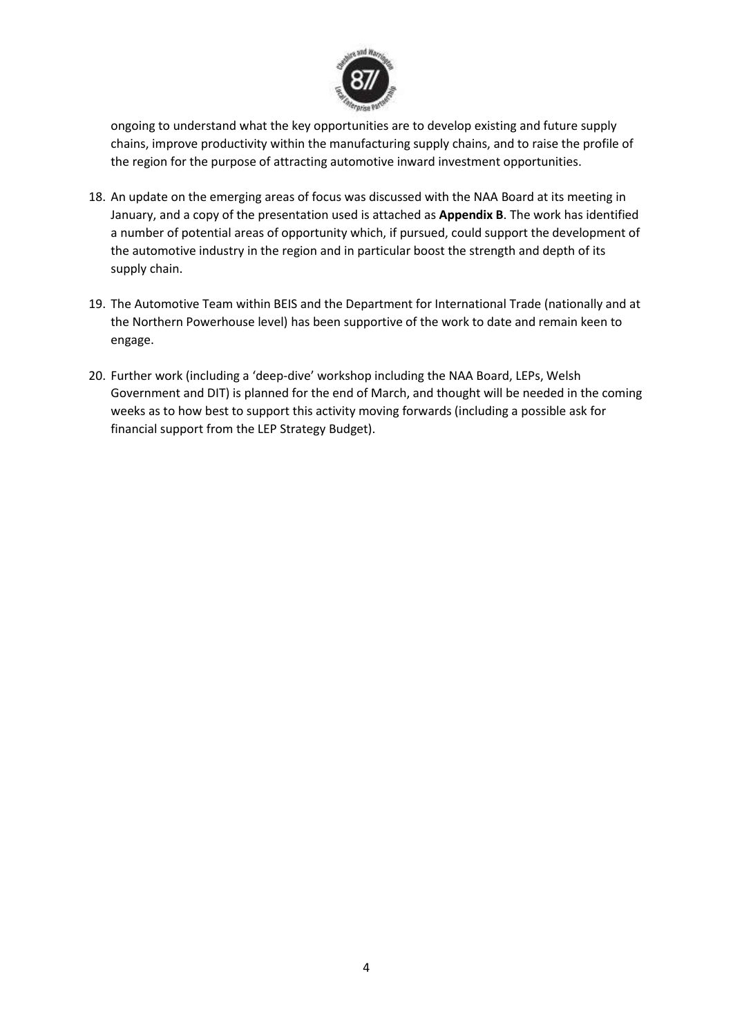ongoing to understand what the key opportunities are to develop existing and future supply chains, improve productivity within the manufacturing supply chains, and to raise the profile of the region for the purpose of attracting automotive inward investment opportunities.

18. An update on the emerging areas of focus was discussed with the NAA Board at its meeting in January, and a copy of the presentation used is attached as **Appendix B**. The work has identified a number of potential areas of opportunity which, if pursued, could support the development of the automotive industry in the region and in particular boost the strength and depth of its supply chain.

19. The Automotive Team within BEIS and the Department for International Trade (nationally and at the Northern Powerhouse level) has been supportive of the work to date and remain keen to engage.

20. Further work (including a 'deep-dive' workshop including the NAA Board, LEPs, Welsh Government and DIT) is planned for the end of March, and thought will be needed in the coming weeks as to how best to support this activity moving forwards (including a possible ask for financial support from the LEP Strategy Budget).